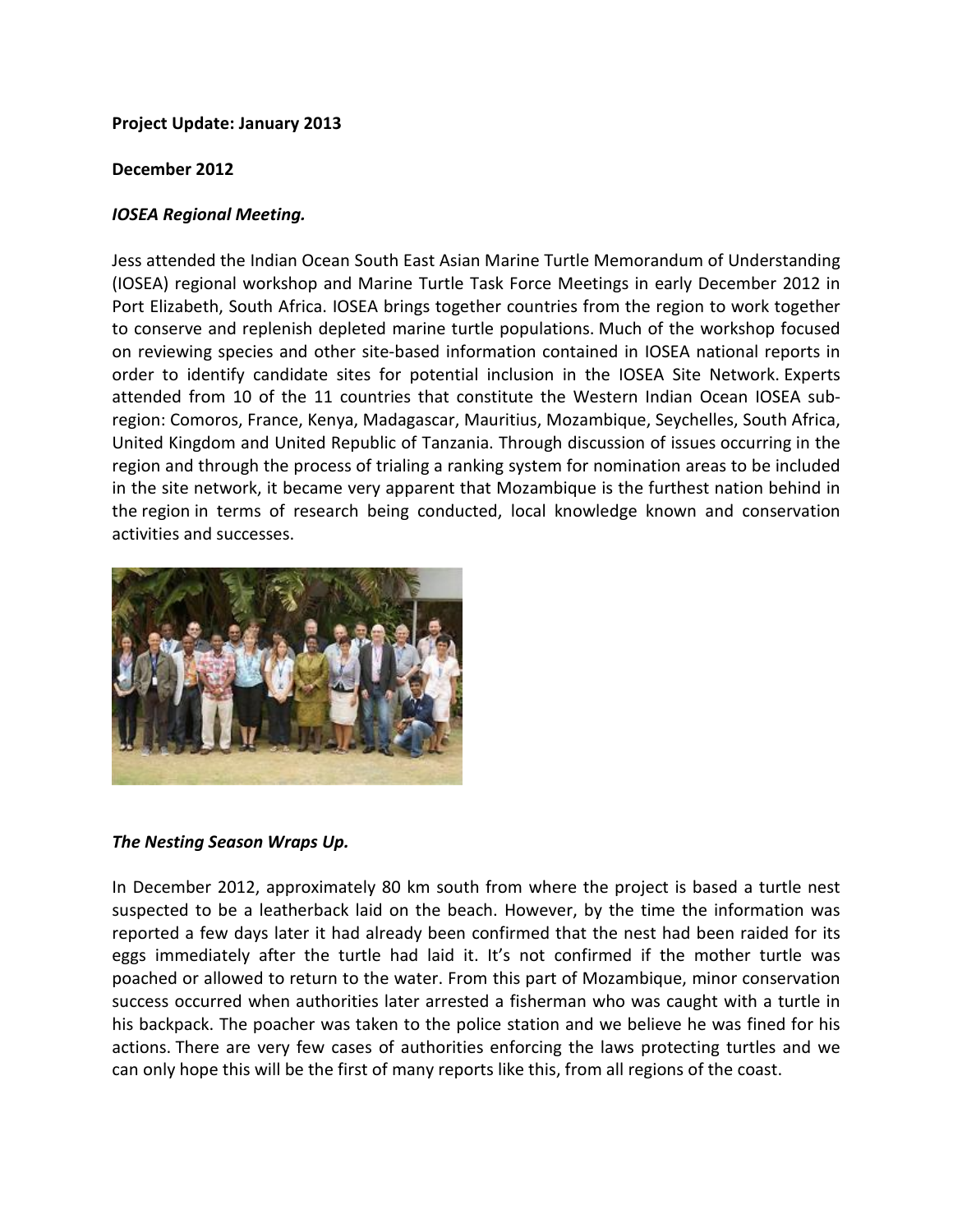**Project Update: January 2013**

**December 2012**

***IOSEA Regional Meeting.***

Jess attended the Indian Ocean South East Asian Marine Turtle Memorandum of Understanding (IOSEA) regional workshop and Marine Turtle Task Force Meetings in early December 2012 in Port Elizabeth, South Africa. IOSEA brings together countries from the region to work together to conserve and replenish depleted marine turtle populations. Much of the workshop focused on reviewing species and other site-based information contained in IOSEA national reports in order to identify candidate sites for potential inclusion in the IOSEA Site Network. Experts attended from 10 of the 11 countries that constitute the Western Indian Ocean IOSEA sub-region: Comoros, France, Kenya, Madagascar, Mauritius, Mozambique, Seychelles, South Africa, United Kingdom and United Republic of Tanzania. Through discussion of issues occurring in the region and through the process of trialing a ranking system for nomination areas to be included in the site network, it became very apparent that Mozambique is the furthest nation behind in the region in terms of research being conducted, local knowledge known and conservation activities and successes.

***The Nesting Season Wraps Up.***

In December 2012, approximately 80 km south from where the project is based a turtle nest suspected to be a leatherback laid on the beach. However, by the time the information was reported a few days later it had already been confirmed that the nest had been raided for its eggs immediately after the turtle had laid it. It's not confirmed if the mother turtle was poached or allowed to return to the water. From this part of Mozambique, minor conservation success occurred when authorities later arrested a fisherman who was caught with a turtle in his backpack. The poacher was taken to the police station and we believe he was fined for his actions. There are very few cases of authorities enforcing the laws protecting turtles and we can only hope this will be the first of many reports like this, from all regions of the coast.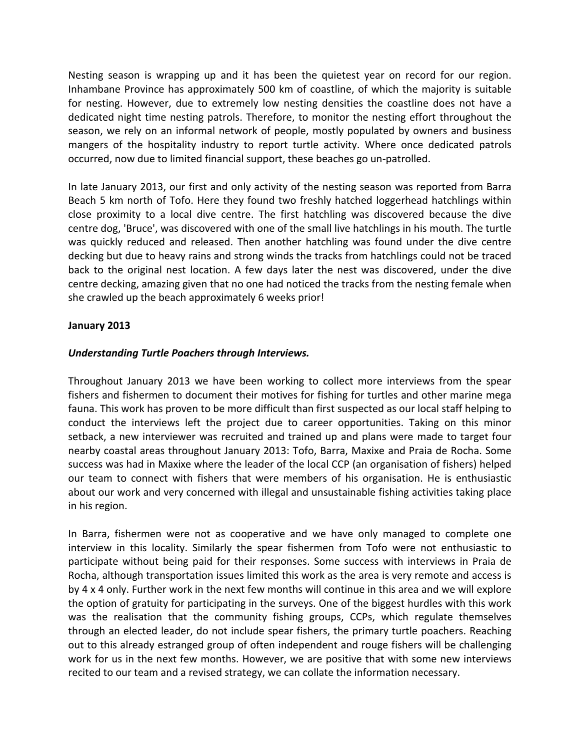Nesting season is wrapping up and it has been the quietest year on record for our region. Inhambane Province has approximately 500 km of coastline, of which the majority is suitable for nesting. However, due to extremely low nesting densities the coastline does not have a dedicated night time nesting patrols. Therefore, to monitor the nesting effort throughout the season, we rely on an informal network of people, mostly populated by owners and business mangers of the hospitality industry to report turtle activity. Where once dedicated patrols occurred, now due to limited financial support, these beaches go un-patrolled.

In late January 2013, our first and only activity of the nesting season was reported from Barra Beach 5 km north of Tofo. Here they found two freshly hatched loggerhead hatchlings within close proximity to a local dive centre. The first hatchling was discovered because the dive centre dog, 'Bruce', was discovered with one of the small live hatchlings in his mouth. The turtle was quickly reduced and released. Then another hatchling was found under the dive centre decking but due to heavy rains and strong winds the tracks from hatchlings could not be traced back to the original nest location. A few days later the nest was discovered, under the dive centre decking, amazing given that no one had noticed the tracks from the nesting female when she crawled up the beach approximately 6 weeks prior!

**January 2013**

***Understanding Turtle Poachers through Interviews.***

Throughout January 2013 we have been working to collect more interviews from the spear fishers and fishermen to document their motives for fishing for turtles and other marine mega fauna. This work has proven to be more difficult than first suspected as our local staff helping to conduct the interviews left the project due to career opportunities. Taking on this minor setback, a new interviewer was recruited and trained up and plans were made to target four nearby coastal areas throughout January 2013: Tofo, Barra, Maxixe and Praia de Rocha. Some success was had in Maxixe where the leader of the local CCP (an organisation of fishers) helped our team to connect with fishers that were members of his organisation. He is enthusiastic about our work and very concerned with illegal and unsustainable fishing activities taking place in his region.

In Barra, fishermen were not as cooperative and we have only managed to complete one interview in this locality. Similarly the spear fishermen from Tofo were not enthusiastic to participate without being paid for their responses. Some success with interviews in Praia de Rocha, although transportation issues limited this work as the area is very remote and access is by 4 x 4 only. Further work in the next few months will continue in this area and we will explore the option of gratuity for participating in the surveys. One of the biggest hurdles with this work was the realisation that the community fishing groups, CCPs, which regulate themselves through an elected leader, do not include spear fishers, the primary turtle poachers. Reaching out to this already estranged group of often independent and rouge fishers will be challenging work for us in the next few months. However, we are positive that with some new interviews recited to our team and a revised strategy, we can collate the information necessary.